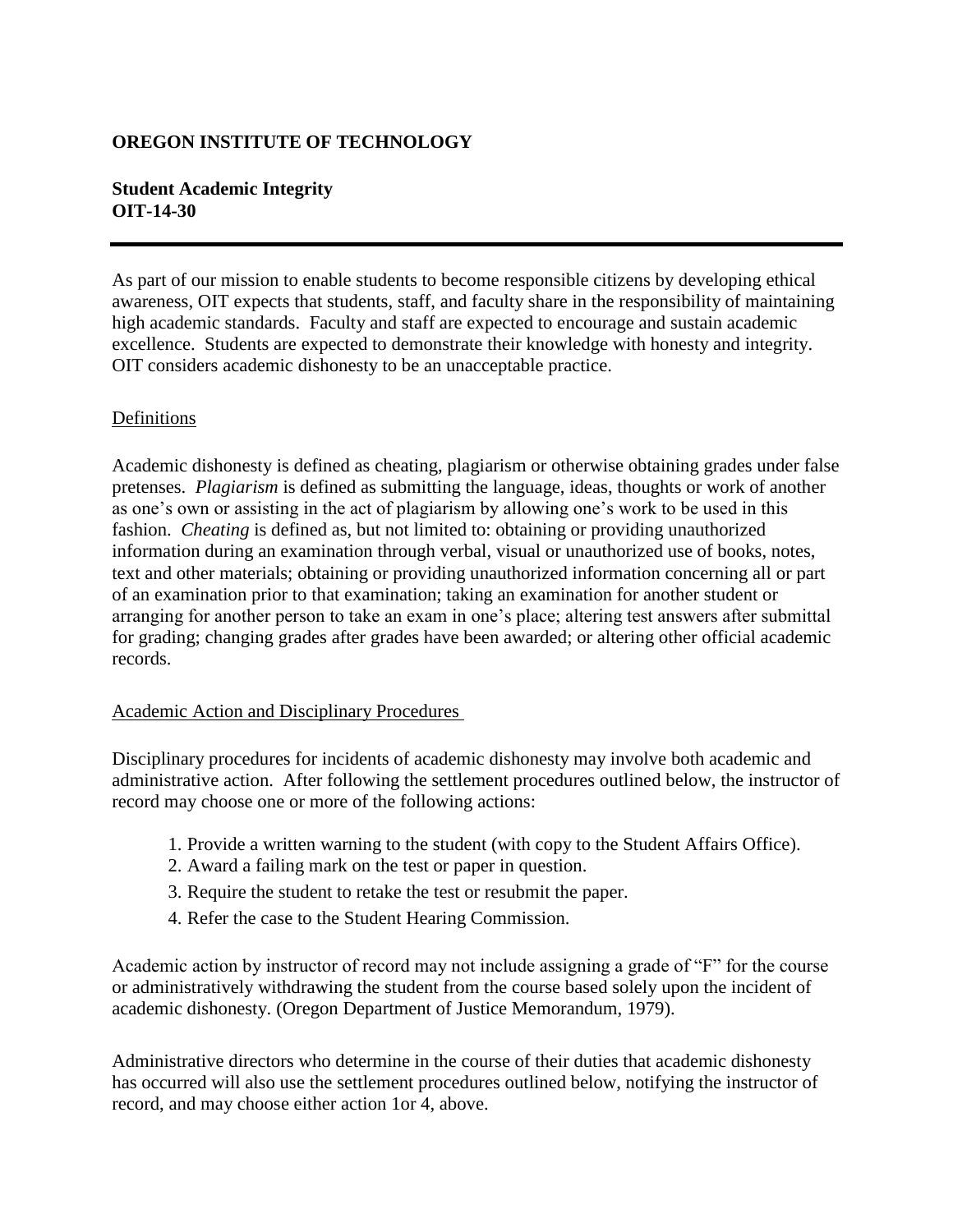**OREGON INSTITUTE OF TECHNOLOGY**

**Student Academic Integrity**
**OIT-14-30**

---

As part of our mission to enable students to become responsible citizens by developing ethical awareness, OIT expects that students, staff, and faculty share in the responsibility of maintaining high academic standards. Faculty and staff are expected to encourage and sustain academic excellence. Students are expected to demonstrate their knowledge with honesty and integrity. OIT considers academic dishonesty to be an unacceptable practice.

## Definitions

Academic dishonesty is defined as cheating, plagiarism or otherwise obtaining grades under false pretenses. *Plagiarism* is defined as submitting the language, ideas, thoughts or work of another as one's own or assisting in the act of plagiarism by allowing one's work to be used in this fashion. *Cheating* is defined as, but not limited to: obtaining or providing unauthorized information during an examination through verbal, visual or unauthorized use of books, notes, text and other materials; obtaining or providing unauthorized information concerning all or part of an examination prior to that examination; taking an examination for another student or arranging for another person to take an exam in one's place; altering test answers after submittal for grading; changing grades after grades have been awarded; or altering other official academic records.

## Academic Action and Disciplinary Procedures

Disciplinary procedures for incidents of academic dishonesty may involve both academic and administrative action. After following the settlement procedures outlined below, the instructor of record may choose one or more of the following actions:

1. Provide a written warning to the student (with copy to the Student Affairs Office).
2. Award a failing mark on the test or paper in question.
3. Require the student to retake the test or resubmit the paper.
4. Refer the case to the Student Hearing Commission.

Academic action by instructor of record may not include assigning a grade of "F" for the course or administratively withdrawing the student from the course based solely upon the incident of academic dishonesty. (Oregon Department of Justice Memorandum, 1979).

Administrative directors who determine in the course of their duties that academic dishonesty has occurred will also use the settlement procedures outlined below, notifying the instructor of record, and may choose either action 1or 4, above.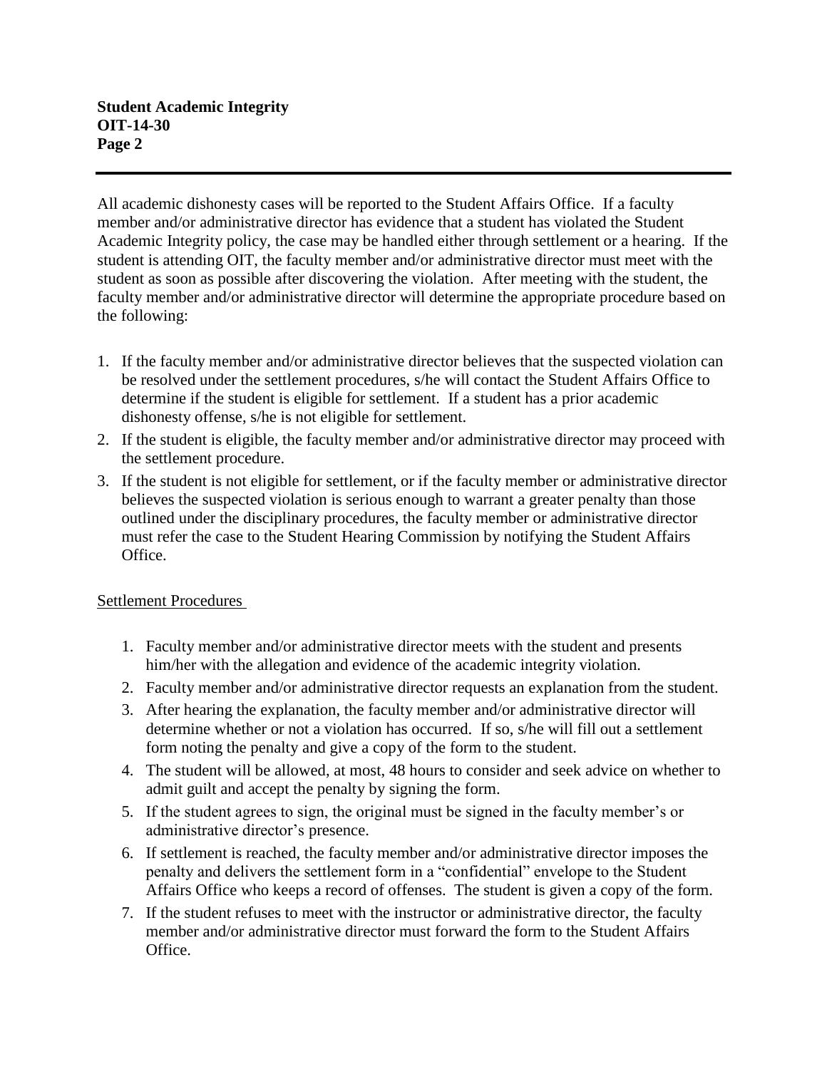All academic dishonesty cases will be reported to the Student Affairs Office. If a faculty member and/or administrative director has evidence that a student has violated the Student Academic Integrity policy, the case may be handled either through settlement or a hearing. If the student is attending OIT, the faculty member and/or administrative director must meet with the student as soon as possible after discovering the violation. After meeting with the student, the faculty member and/or administrative director will determine the appropriate procedure based on the following:

1. If the faculty member and/or administrative director believes that the suspected violation can be resolved under the settlement procedures, s/he will contact the Student Affairs Office to determine if the student is eligible for settlement. If a student has a prior academic dishonesty offense, s/he is not eligible for settlement.
2. If the student is eligible, the faculty member and/or administrative director may proceed with the settlement procedure.
3. If the student is not eligible for settlement, or if the faculty member or administrative director believes the suspected violation is serious enough to warrant a greater penalty than those outlined under the disciplinary procedures, the faculty member or administrative director must refer the case to the Student Hearing Commission by notifying the Student Affairs Office.

## Settlement Procedures

1. Faculty member and/or administrative director meets with the student and presents him/her with the allegation and evidence of the academic integrity violation.
2. Faculty member and/or administrative director requests an explanation from the student.
3. After hearing the explanation, the faculty member and/or administrative director will determine whether or not a violation has occurred. If so, s/he will fill out a settlement form noting the penalty and give a copy of the form to the student.
4. The student will be allowed, at most, 48 hours to consider and seek advice on whether to admit guilt and accept the penalty by signing the form.
5. If the student agrees to sign, the original must be signed in the faculty member's or administrative director's presence.
6. If settlement is reached, the faculty member and/or administrative director imposes the penalty and delivers the settlement form in a "confidential" envelope to the Student Affairs Office who keeps a record of offenses. The student is given a copy of the form.
7. If the student refuses to meet with the instructor or administrative director, the faculty member and/or administrative director must forward the form to the Student Affairs Office.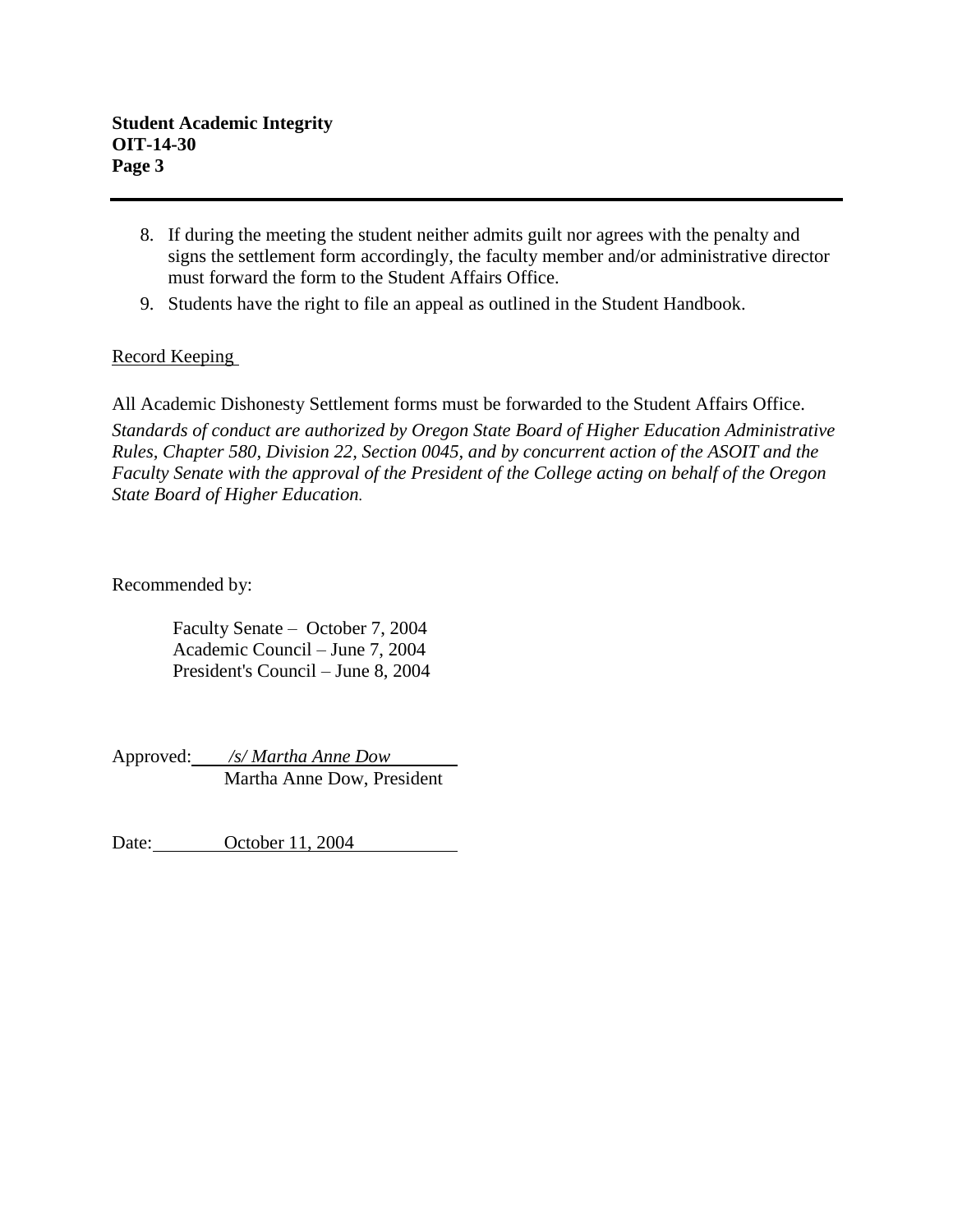8. If during the meeting the student neither admits guilt nor agrees with the penalty and signs the settlement form accordingly, the faculty member and/or administrative director must forward the form to the Student Affairs Office.
9. Students have the right to file an appeal as outlined in the Student Handbook.

Record Keeping

All Academic Dishonesty Settlement forms must be forwarded to the Student Affairs Office.

*Standards of conduct are authorized by Oregon State Board of Higher Education Administrative Rules, Chapter 580, Division 22, Section 0045, and by concurrent action of the ASOIT and the Faculty Senate with the approval of the President of the College acting on behalf of the Oregon State Board of Higher Education.*

Recommended by:

Faculty Senate – October 7, 2004
Academic Council – June 7, 2004
President's Council – June 8, 2004

Approved: */s/ Martha Anne Dow*
Martha Anne Dow, President

Date: October 11, 2004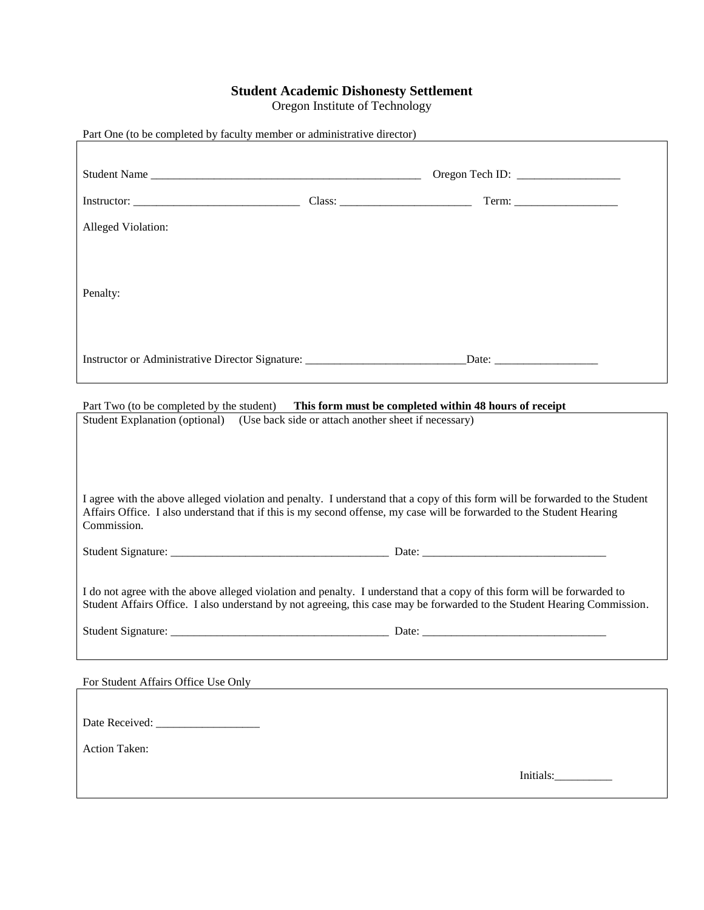**Student Academic Dishonesty Settlement**

Oregon Institute of Technology

Part One (to be completed by faculty member or administrative director)

Student Name _______________________________________________ Oregon Tech ID: _________________

Instructor: _____________________________ Class: _______________________ Term: _________________

Alleged Violation:

Penalty:

Instructor or Administrative Director Signature: ___________________________Date: _________________

Part Two (to be completed by the student) **This form must be completed within 48 hours of receipt**

Student Explanation (optional) (Use back side or attach another sheet if necessary)

I agree with the above alleged violation and penalty. I understand that a copy of this form will be forwarded to the Student Affairs Office. I also understand that if this is my second offense, my case will be forwarded to the Student Hearing Commission.

Student Signature: ______________________________________ Date: ________________________________

I do not agree with the above alleged violation and penalty. I understand that a copy of this form will be forwarded to Student Affairs Office. I also understand by not agreeing, this case may be forwarded to the Student Hearing Commission.

Student Signature: ______________________________________ Date: ________________________________

For Student Affairs Office Use Only

Date Received: _________________

Action Taken:

Initials:__________